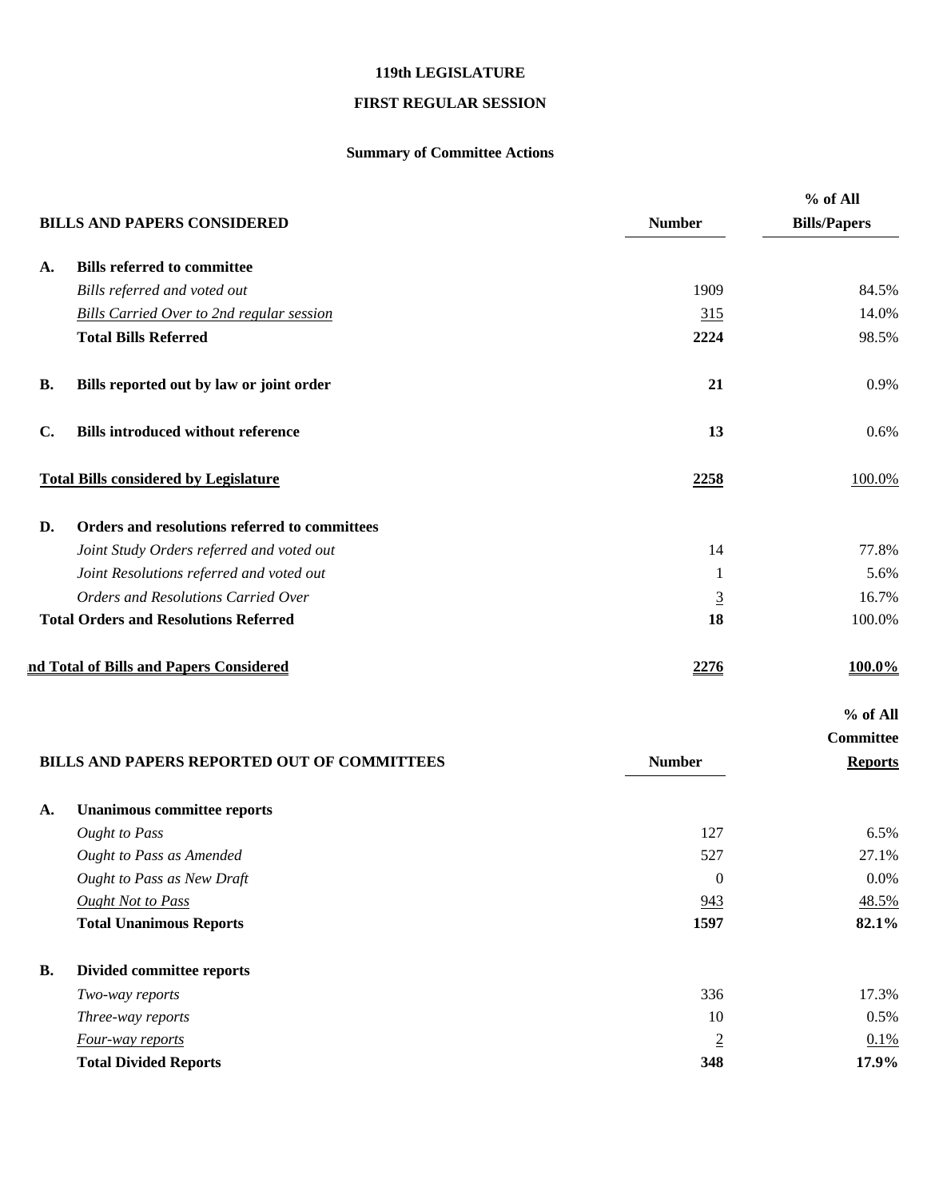# 119th LEGISLATURE

## FIRST REGULAR SESSION

### Summary of Committee Actions

| | BILLS AND PAPERS CONSIDERED | Number | % of All Bills/Papers |
|---|---|---|---|
| **A.** | **Bills referred to committee** | | |
| | *Bills referred and voted out* | 1909 | 84.5% |
| | *Bills Carried Over to 2nd regular session* | 315 | 14.0% |
| | **Total Bills Referred** | **2224** | 98.5% |
| **B.** | **Bills reported out by law or joint order** | **21** | 0.9% |
| **C.** | **Bills introduced without reference** | **13** | 0.6% |
| | **Total Bills considered by Legislature** | **2258** | 100.0% |
| **D.** | **Orders and resolutions referred to committees** | | |
| | *Joint Study Orders referred and voted out* | 14 | 77.8% |
| | *Joint Resolutions referred and voted out* | 1 | 5.6% |
| | *Orders and Resolutions Carried Over* | 3 | 16.7% |
| | **Total Orders and Resolutions Referred** | **18** | 100.0% |
| | **nd Total of Bills and Papers Considered** | **2276** | **100.0%** |

| | BILLS AND PAPERS REPORTED OUT OF COMMITTEES | Number | % of All Committee Reports |
|---|---|---|---|
| **A.** | **Unanimous committee reports** | | |
| | *Ought to Pass* | 127 | 6.5% |
| | *Ought to Pass as Amended* | 527 | 27.1% |
| | *Ought to Pass as New Draft* | 0 | 0.0% |
| | *Ought Not to Pass* | 943 | 48.5% |
| | **Total Unanimous Reports** | **1597** | **82.1%** |
| **B.** | **Divided committee reports** | | |
| | *Two-way reports* | 336 | 17.3% |
| | *Three-way reports* | 10 | 0.5% |
| | *Four-way reports* | 2 | 0.1% |
| | **Total Divided Reports** | **348** | **17.9%** |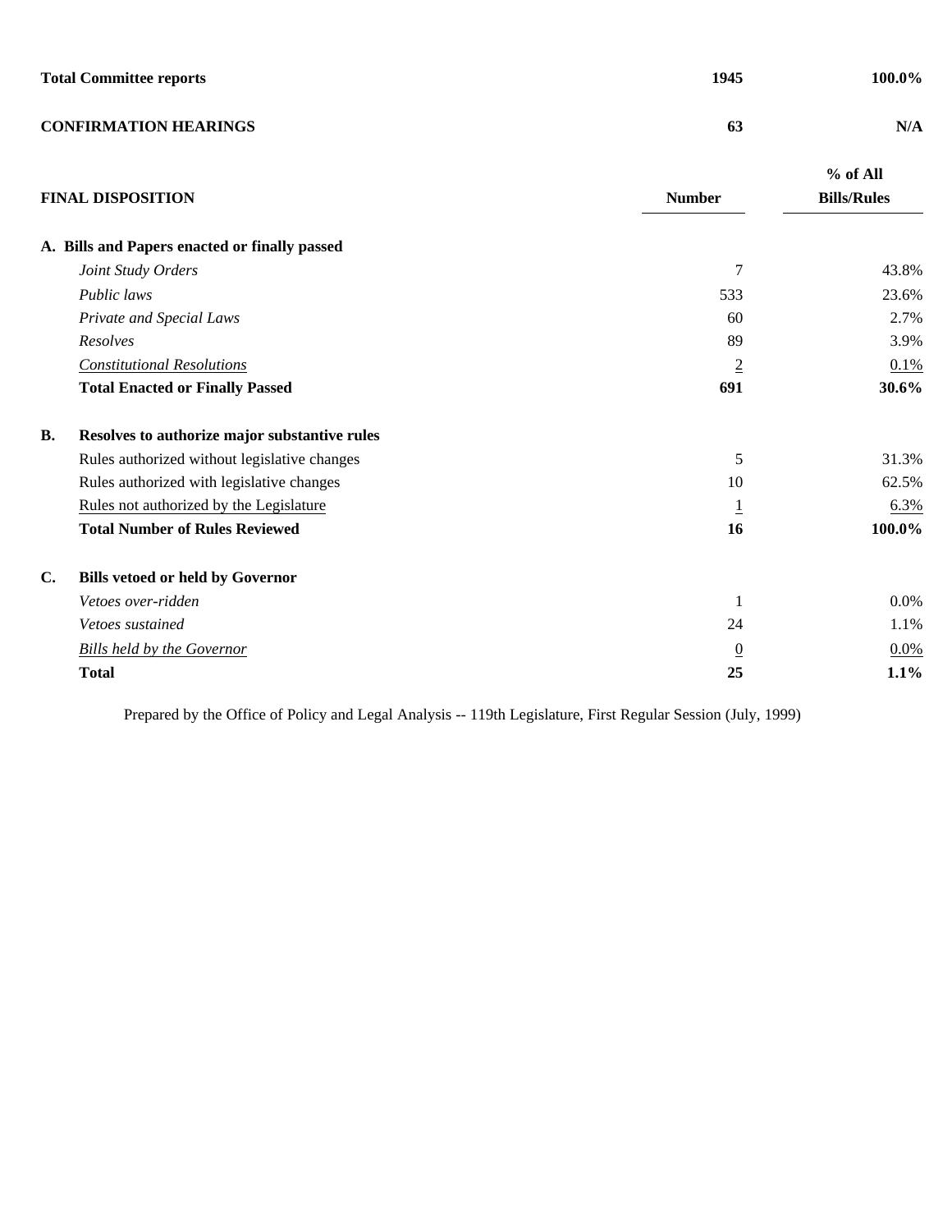| | | |
|---|---|---|
| **Total Committee reports** | **1945** | **100.0%** |
| **CONFIRMATION HEARINGS** | **63** | **N/A** |

| **FINAL DISPOSITION** | **Number** | **% of All Bills/Rules** |
|---|---|---|
| **A. Bills and Papers enacted or finally passed** | | |
| *Joint Study Orders* | 7 | 43.8% |
| *Public laws* | 533 | 23.6% |
| *Private and Special Laws* | 60 | 2.7% |
| *Resolves* | 89 | 3.9% |
| *Constitutional Resolutions* | 2 | 0.1% |
| **Total Enacted or Finally Passed** | **691** | **30.6%** |
| **B. Resolves to authorize major substantive rules** | | |
| Rules authorized without legislative changes | 5 | 31.3% |
| Rules authorized with legislative changes | 10 | 62.5% |
| Rules not authorized by the Legislature | 1 | 6.3% |
| **Total Number of Rules Reviewed** | **16** | **100.0%** |
| **C. Bills vetoed or held by Governor** | | |
| *Vetoes over-ridden* | 1 | 0.0% |
| *Vetoes sustained* | 24 | 1.1% |
| *Bills held by the Governor* | 0 | 0.0% |
| **Total** | **25** | **1.1%** |

Prepared by the Office of Policy and Legal Analysis -- 119th Legislature, First Regular Session (July, 1999)